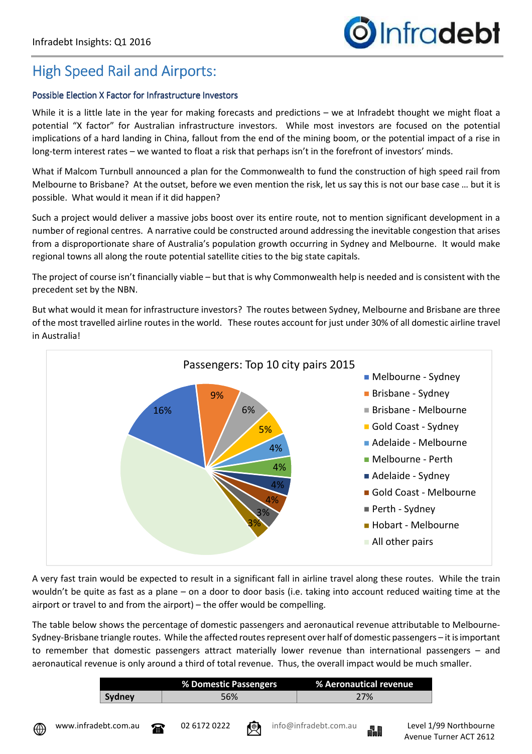# High Speed Rail and Airports:

### Possible Election X Factor for Infrastructure Investors

While it is a little late in the year for making forecasts and predictions – we at Infradebt thought we might float a potential "X factor" for Australian infrastructure investors. While most investors are focused on the potential implications of a hard landing in China, fallout from the end of the mining boom, or the potential impact of a rise in long-term interest rates – we wanted to float a risk that perhaps isn't in the forefront of investors' minds.

What if Malcom Turnbull announced a plan for the Commonwealth to fund the construction of high speed rail from Melbourne to Brisbane? At the outset, before we even mention the risk, let us say this is not our base case … but it is possible. What would it mean if it did happen?

Such a project would deliver a massive jobs boost over its entire route, not to mention significant development in a number of regional centres. A narrative could be constructed around addressing the inevitable congestion that arises from a disproportionate share of Australia's population growth occurring in Sydney and Melbourne. It would make regional towns all along the route potential satellite cities to the big state capitals.

The project of course isn't financially viable – but that is why Commonwealth help is needed and is consistent with the precedent set by the NBN.

But what would it mean for infrastructure investors? The routes between Sydney, Melbourne and Brisbane are three of the most travelled airline routes in the world. These routes account for just under 30% of all domestic airline travel in Australia!

**Passengers: Top 10 city pairs 2015**

| City pair | Share |
|---|---|
| Melbourne - Sydney | 16% |
| Brisbane - Sydney | 9% |
| Brisbane - Melbourne | 6% |
| Gold Coast - Sydney | 5% |
| Adelaide - Melbourne | 4% |
| Melbourne - Perth | 4% |
| Adelaide - Sydney | 4% |
| Gold Coast - Melbourne | 4% |
| Perth - Sydney | 3% |
| Hobart - Melbourne | 3% |
| All other pairs | |

A very fast train would be expected to result in a significant fall in airline travel along these routes. While the train wouldn't be quite as fast as a plane – on a door to door basis (i.e. taking into account reduced waiting time at the airport or travel to and from the airport) – the offer would be compelling.

The table below shows the percentage of domestic passengers and aeronautical revenue attributable to Melbourne-Sydney-Brisbane triangle routes. While the affected routes represent over half of domestic passengers – it is important to remember that domestic passengers attract materially lower revenue than international passengers – and aeronautical revenue is only around a third of total revenue. Thus, the overall impact would be much smaller.

| | % Domestic Passengers | % Aeronautical revenue |
|---|---|---|
| **Sydney** | 56% | 27% |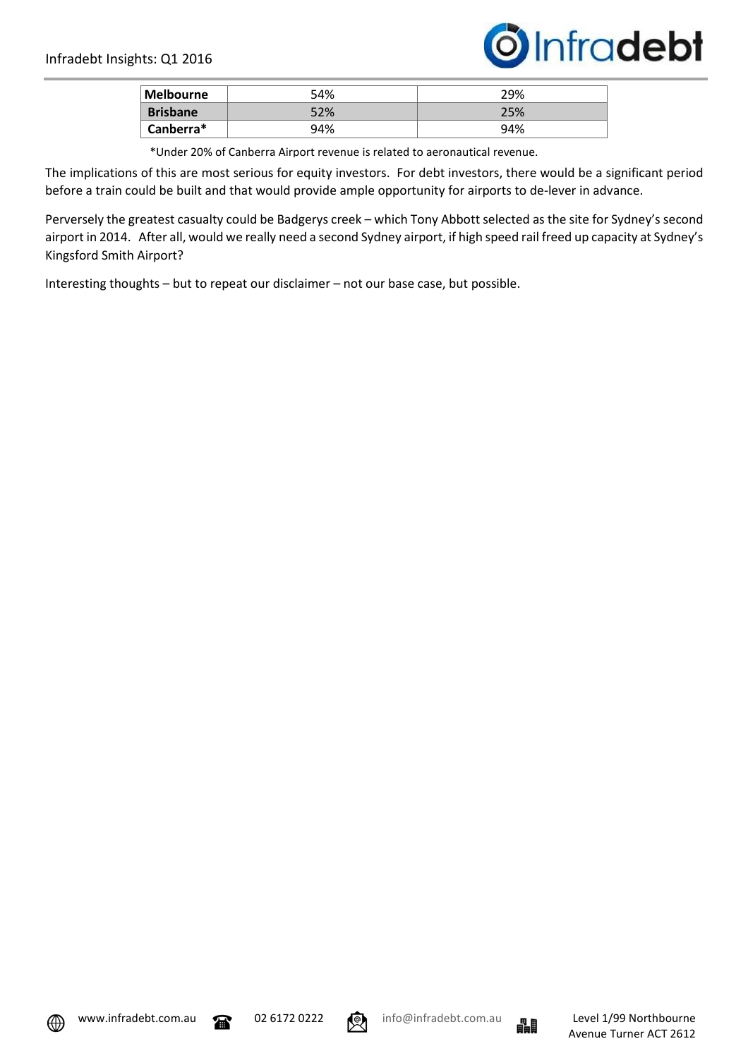| | | |
|---|---|---|
| **Melbourne** | 54% | 29% |
| **Brisbane** | 52% | 25% |
| **Canberra*** | 94% | 94% |

*Under 20% of Canberra Airport revenue is related to aeronautical revenue.

The implications of this are most serious for equity investors. For debt investors, there would be a significant period before a train could be built and that would provide ample opportunity for airports to de-lever in advance.

Perversely the greatest casualty could be Badgerys creek – which Tony Abbott selected as the site for Sydney's second airport in 2014. After all, would we really need a second Sydney airport, if high speed rail freed up capacity at Sydney's Kingsford Smith Airport?

Interesting thoughts – but to repeat our disclaimer – not our base case, but possible.